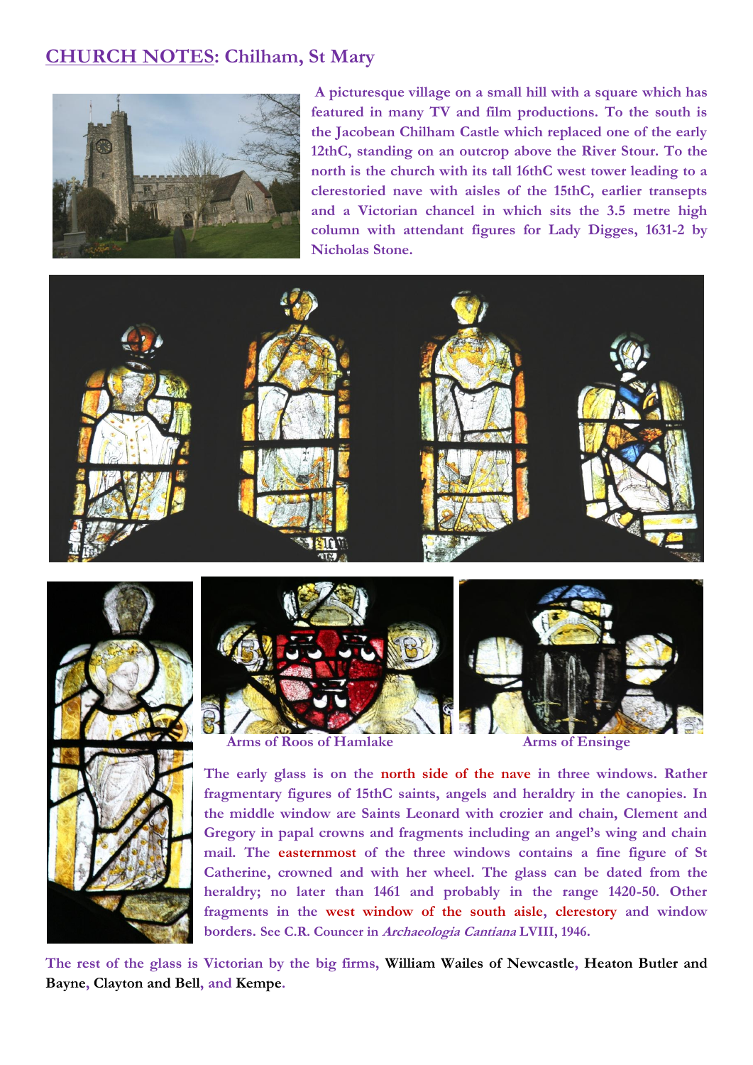## CHURCH NOTES: Chilham, St Mary

**A picturesque village on a small hill with a square which has featured in many TV and film productions. To the south is the Jacobean Chilham Castle which replaced one of the early 12thC, standing on an outcrop above the River Stour. To the north is the church with its tall 16thC west tower leading to a clerestoried nave with aisles of the 15thC, earlier transepts and a Victorian chancel in which sits the 3.5 metre high column with attendant figures for Lady Digges, 1631-2 by Nicholas Stone.**

Arms of Roos of Hamlake

Arms of Ensinge

**The early glass is on the north side of the nave in three windows. Rather fragmentary figures of 15thC saints, angels and heraldry in the canopies. In the middle window are Saints Leonard with crozier and chain, Clement and Gregory in papal crowns and fragments including an angel's wing and chain mail. The easternmost of the three windows contains a fine figure of St Catherine, crowned and with her wheel. The glass can be dated from the heraldry; no later than 1461 and probably in the range 1420-50. Other fragments in the west window of the south aisle, clerestory and window borders. See C.R. Councer in *Archaeologia Cantiana* LVIII, 1946.**

**The rest of the glass is Victorian by the big firms, William Wailes of Newcastle, Heaton Butler and Bayne, Clayton and Bell, and Kempe.**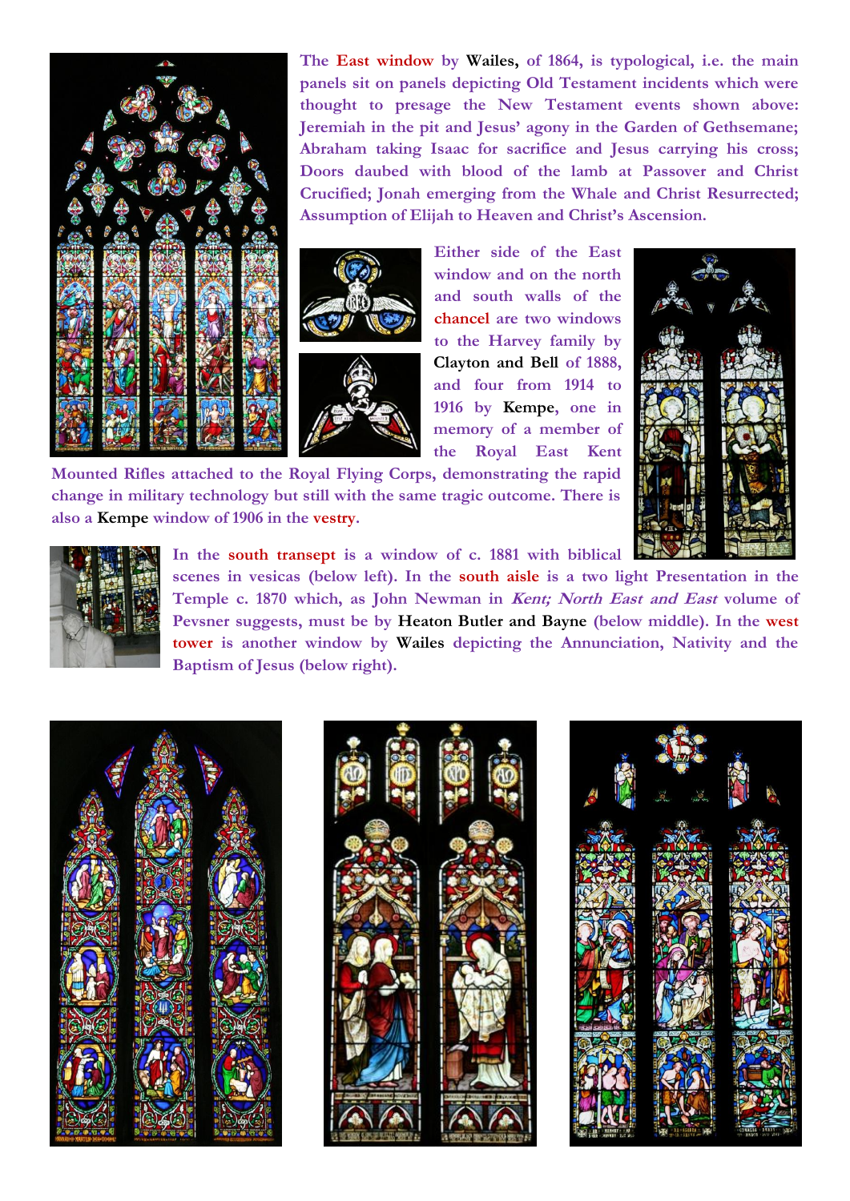The **East window** by **Wailes**, of 1864, is typological, i.e. the main panels sit on panels depicting Old Testament incidents which were thought to presage the New Testament events shown above: Jeremiah in the pit and Jesus' agony in the Garden of Gethsemane; Abraham taking Isaac for sacrifice and Jesus carrying his cross; Doors daubed with blood of the lamb at Passover and Christ Crucified; Jonah emerging from the Whale and Christ Resurrected; Assumption of Elijah to Heaven and Christ's Ascension.

Either side of the East window and on the north and south walls of the **chancel** are two windows to the Harvey family by **Clayton and Bell** of 1888, and four from 1914 to 1916 by **Kempe**, one in memory of a member of the Royal East Kent Mounted Rifles attached to the Royal Flying Corps, demonstrating the rapid change in military technology but still with the same tragic outcome. There is also a **Kempe** window of 1906 in the **vestry**.

In the **south transept** is a window of c. 1881 with biblical scenes in vesicas (below left). In the **south aisle** is a two light Presentation in the Temple c. 1870 which, as John Newman in ***Kent; North East and East*** volume of Pevsner suggests, must be by **Heaton Butler and Bayne** (below middle). In the **west tower** is another window by **Wailes** depicting the Annunciation, Nativity and the Baptism of Jesus (below right).